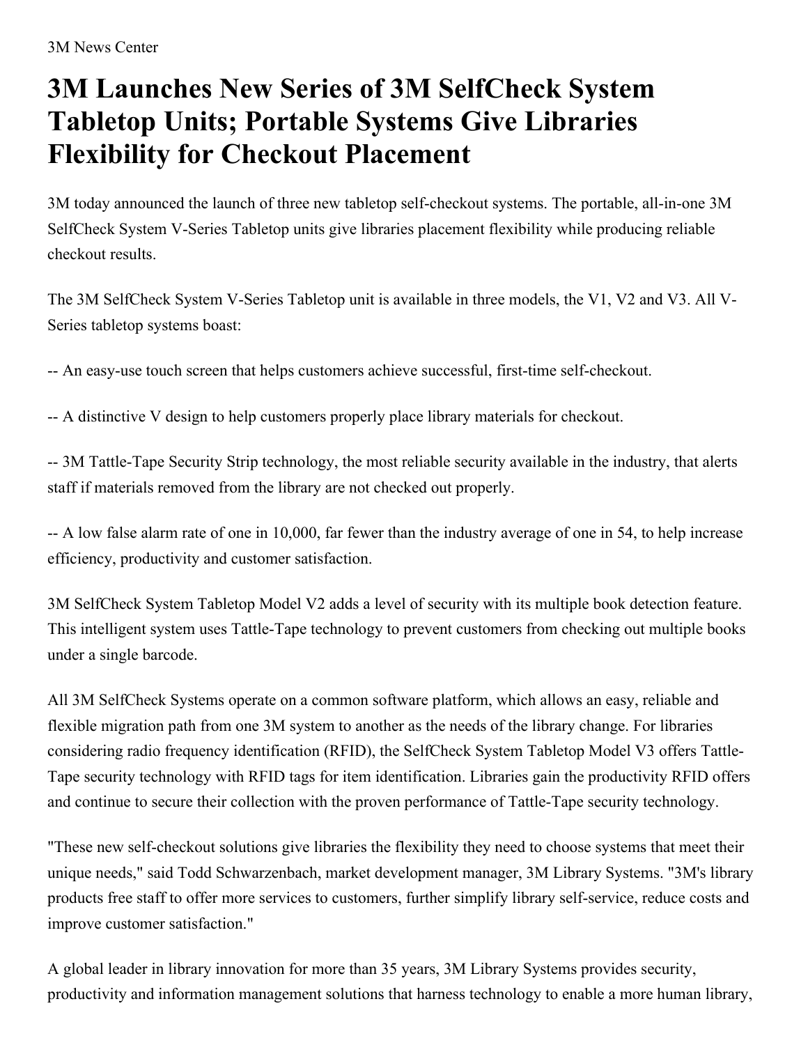3M News Center

# 3M Launches New Series of 3M SelfCheck System Tabletop Units; Portable Systems Give Libraries Flexibility for Checkout Placement

3M today announced the launch of three new tabletop self-checkout systems. The portable, all-in-one 3M SelfCheck System V-Series Tabletop units give libraries placement flexibility while producing reliable checkout results.

The 3M SelfCheck System V-Series Tabletop unit is available in three models, the V1, V2 and V3. All V-Series tabletop systems boast:

-- An easy-use touch screen that helps customers achieve successful, first-time self-checkout.

-- A distinctive V design to help customers properly place library materials for checkout.

-- 3M Tattle-Tape Security Strip technology, the most reliable security available in the industry, that alerts staff if materials removed from the library are not checked out properly.

-- A low false alarm rate of one in 10,000, far fewer than the industry average of one in 54, to help increase efficiency, productivity and customer satisfaction.

3M SelfCheck System Tabletop Model V2 adds a level of security with its multiple book detection feature. This intelligent system uses Tattle-Tape technology to prevent customers from checking out multiple books under a single barcode.

All 3M SelfCheck Systems operate on a common software platform, which allows an easy, reliable and flexible migration path from one 3M system to another as the needs of the library change. For libraries considering radio frequency identification (RFID), the SelfCheck System Tabletop Model V3 offers Tattle-Tape security technology with RFID tags for item identification. Libraries gain the productivity RFID offers and continue to secure their collection with the proven performance of Tattle-Tape security technology.

"These new self-checkout solutions give libraries the flexibility they need to choose systems that meet their unique needs," said Todd Schwarzenbach, market development manager, 3M Library Systems. "3M's library products free staff to offer more services to customers, further simplify library self-service, reduce costs and improve customer satisfaction."

A global leader in library innovation for more than 35 years, 3M Library Systems provides security, productivity and information management solutions that harness technology to enable a more human library,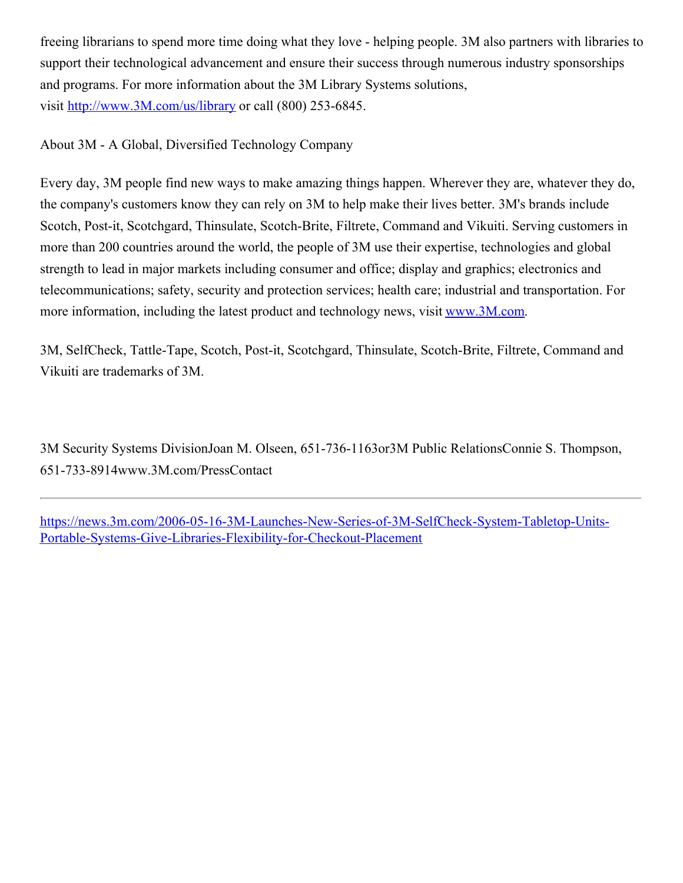freeing librarians to spend more time doing what they love - helping people. 3M also partners with libraries to support their technological advancement and ensure their success through numerous industry sponsorships and programs. For more information about the 3M Library Systems solutions, visit [http://www.3M.com/us/library](http://www.3M.com/us/library) or call (800) 253-6845.

About 3M - A Global, Diversified Technology Company

Every day, 3M people find new ways to make amazing things happen. Wherever they are, whatever they do, the company's customers know they can rely on 3M to help make their lives better. 3M's brands include Scotch, Post-it, Scotchgard, Thinsulate, Scotch-Brite, Filtrete, Command and Vikuiti. Serving customers in more than 200 countries around the world, the people of 3M use their expertise, technologies and global strength to lead in major markets including consumer and office; display and graphics; electronics and telecommunications; safety, security and protection services; health care; industrial and transportation. For more information, including the latest product and technology news, visit [www.3M.com](http://www.3M.com).

3M, SelfCheck, Tattle-Tape, Scotch, Post-it, Scotchgard, Thinsulate, Scotch-Brite, Filtrete, Command and Vikuiti are trademarks of 3M.

3M Security Systems DivisionJoan M. Olseen, 651-736-1163or3M Public RelationsConnie S. Thompson, 651-733-8914www.3M.com/PressContact

---

[https://news.3m.com/2006-05-16-3M-Launches-New-Series-of-3M-SelfCheck-System-Tabletop-Units-Portable-Systems-Give-Libraries-Flexibility-for-Checkout-Placement](https://news.3m.com/2006-05-16-3M-Launches-New-Series-of-3M-SelfCheck-System-Tabletop-Units-Portable-Systems-Give-Libraries-Flexibility-for-Checkout-Placement)